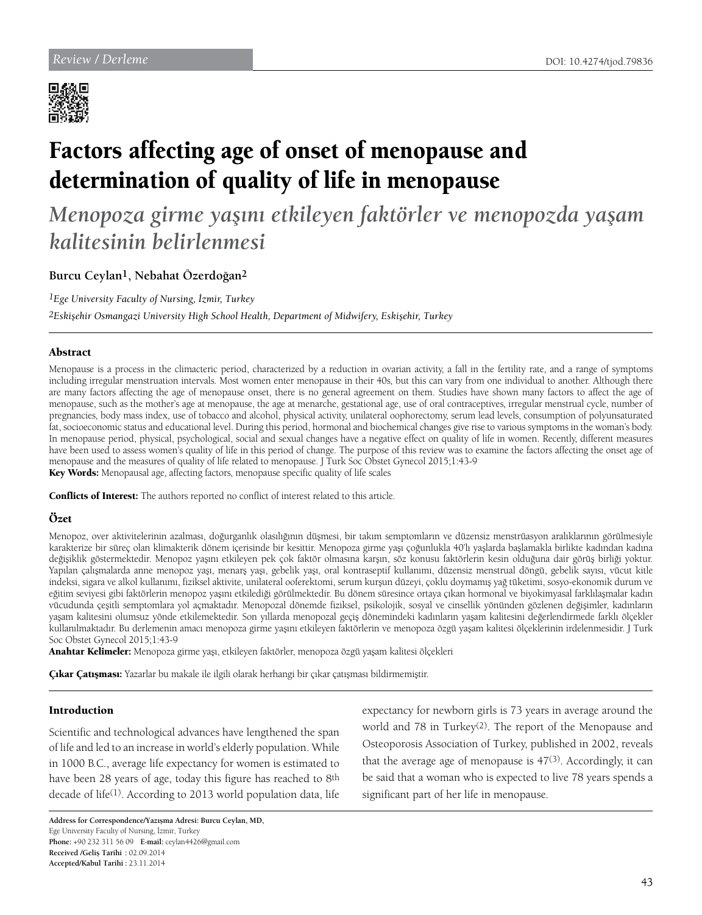Review / Derleme

DOI: 10.4274/tjod.79836

# Factors affecting age of onset of menopause and determination of quality of life in menopause

## *Menopoza girme yaşını etkileyen faktörler ve menopozda yaşam kalitesinin belirlenmesi*

**Burcu Ceylan[1], Nebahat Özerdoğan[2]**

*[1]Ege University Faculty of Nursing, İzmir, Turkey*

*[2]Eskişehir Osmangazi University High School Health, Department of Midwifery, Eskişehir, Turkey*

### Abstract

Menopause is a process in the climacteric period, characterized by a reduction in ovarian activity, a fall in the fertility rate, and a range of symptoms including irregular menstruation intervals. Most women enter menopause in their 40s, but this can vary from one individual to another. Although there are many factors affecting the age of menopause onset, there is no general agreement on them. Studies have shown many factors to affect the age of menopause, such as the mother's age at menopause, the age at menarche, gestational age, use of oral contraceptives, irregular menstrual cycle, number of pregnancies, body mass index, use of tobacco and alcohol, physical activity, unilateral oophorectomy, serum lead levels, consumption of polyunsaturated fat, socioeconomic status and educational level. During this period, hormonal and biochemical changes give rise to various symptoms in the woman's body. In menopause period, physical, psychological, social and sexual changes have a negative effect on quality of life in women. Recently, different measures have been used to assess women's quality of life in this period of change. The purpose of this review was to examine the factors affecting the onset age of menopause and the measures of quality of life related to menopause. J Turk Soc Obstet Gynecol 2015;1:43-9

**Key Words:** Menopausal age, affecting factors, menopause specific quality of life scales

**Conflicts of Interest:** The authors reported no conflict of interest related to this article.

### Özet

Menopoz, over aktivitelerinin azalması, doğurganlık olasılığının düşmesi, bir takım semptomların ve düzensiz menstrüasyon aralıklarının görülmesiyle karakterize bir süreç olan klimakterik dönem içerisinde bir kesittir. Menopoza girme yaşı çoğunlukla 40'lı yaşlarda başlamakla birlikte kadından kadına değişiklik göstermektedir. Menopoz yaşını etkileyen pek çok faktör olmasına karşın, söz konusu faktörlerin kesin olduğuna dair görüş birliği yoktur. Yapılan çalışmalarda anne menopoz yaşı, menarş yaşı, gebelik yaşı, oral kontraseptif kullanımı, düzensiz menstrual döngü, gebelik sayısı, vücut kitle indeksi, sigara ve alkol kullanımı, fiziksel aktivite, unilateral ooferektomi, serum kurşun düzeyi, çoklu doymamış yağ tüketimi, sosyo-ekonomik durum ve eğitim seviyesi gibi faktörlerin menopoz yaşını etkilediği görülmektedir. Bu dönem süresince ortaya çıkan hormonal ve biyokimyasal farklılaşmalar kadın vücudunda çeşitli semptomlara yol açmaktadır. Menopozal dönemde fiziksel, psikolojik, sosyal ve cinsellik yönünden gözlenen değişimler, kadınların yaşam kalitesini olumsuz yönde etkilemektedir. Son yıllarda menopozal geçiş dönemindeki kadınların yaşam kalitesini değerlendirmede farklı ölçekler kullanılmaktadır. Bu derlemenin amacı menopoza girme yaşını etkileyen faktörlerin ve menopoza özgü yaşam kalitesi ölçeklerinin irdelenmesidir. J Turk Soc Obstet Gynecol 2015;1:43-9

**Anahtar Kelimeler:** Menopoza girme yaşı, etkileyen faktörler, menopoza özgü yaşam kalitesi ölçekleri

**Çıkar Çatışması:** Yazarlar bu makale ile ilgili olarak herhangi bir çıkar çatışması bildirmemiştir.

### Introduction

Scientific and technological advances have lengthened the span of life and led to an increase in world's elderly population. While in 1000 B.C., average life expectancy for women is estimated to have been 28 years of age, today this figure has reached to 8th decade of life[1]. According to 2013 world population data, life expectancy for newborn girls is 73 years in average around the world and 78 in Turkey[2]. The report of the Menopause and Osteoporosis Association of Turkey, published in 2002, reveals that the average age of menopause is 47[3]. Accordingly, it can be said that a woman who is expected to live 78 years spends a significant part of her life in menopause.

**Address for Correspondence/Yazışma Adresi: Burcu Ceylan, MD,**
Ege University Faculty of Nursing, İzmir, Turkey
**Phone:** +90 232 311 56 09 **E-mail:** ceylan4426@gmail.com
**Received /Geliş Tarihi :** 02.09.2014
**Accepted/Kabul Tarihi :** 23.11.2014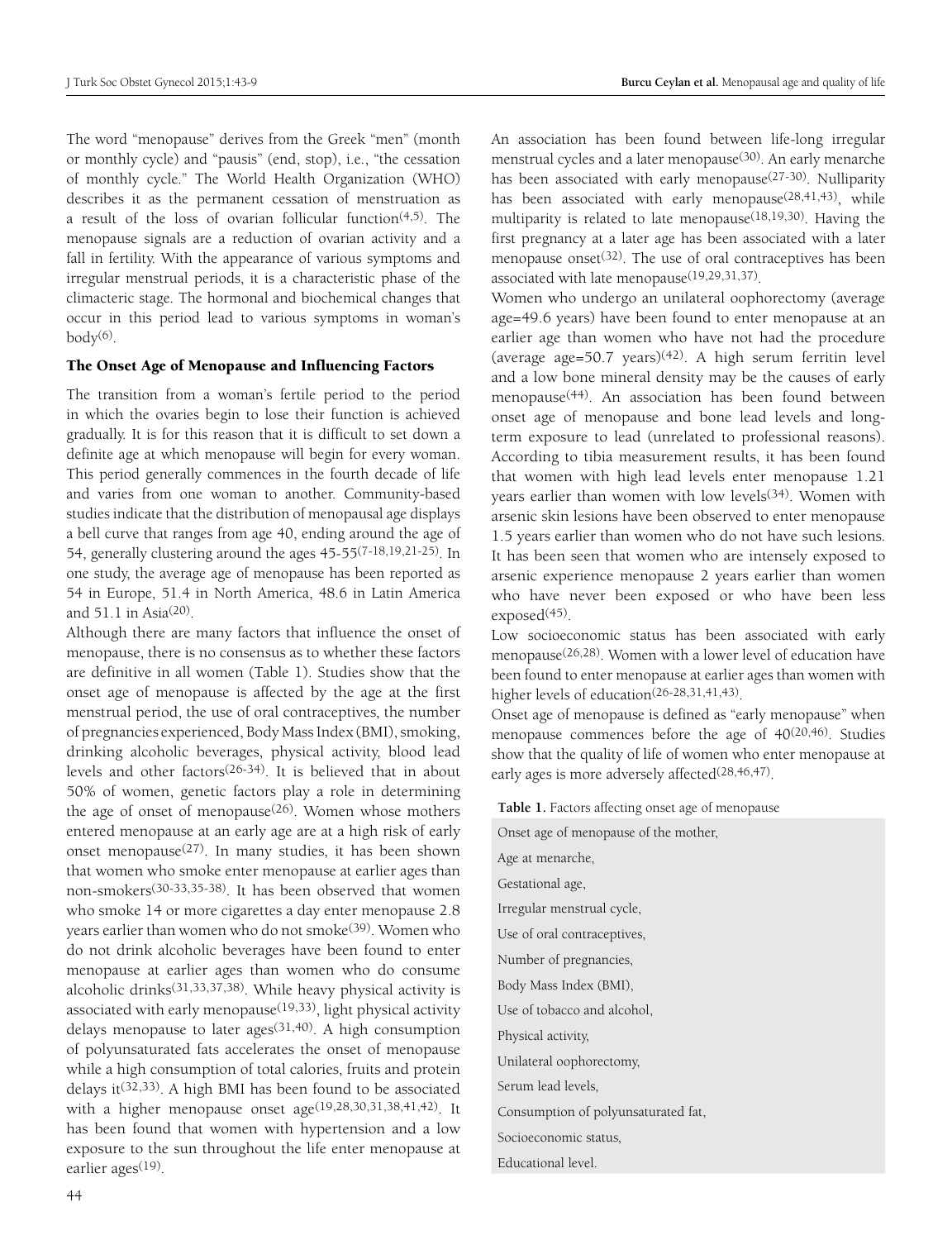The word "menopause" derives from the Greek "men" (month or monthly cycle) and "pausis" (end, stop), i.e., "the cessation of monthly cycle." The World Health Organization (WHO) describes it as the permanent cessation of menstruation as a result of the loss of ovarian follicular function[4,5]. The menopause signals are a reduction of ovarian activity and a fall in fertility. With the appearance of various symptoms and irregular menstrual periods, it is a characteristic phase of the climacteric stage. The hormonal and biochemical changes that occur in this period lead to various symptoms in woman's body[6].

## The Onset Age of Menopause and Influencing Factors

The transition from a woman's fertile period to the period in which the ovaries begin to lose their function is achieved gradually. It is for this reason that it is difficult to set down a definite age at which menopause will begin for every woman. This period generally commences in the fourth decade of life and varies from one woman to another. Community-based studies indicate that the distribution of menopausal age displays a bell curve that ranges from age 40, ending around the age of 54, generally clustering around the ages 45-55[7-18,19,21-25]. In one study, the average age of menopause has been reported as 54 in Europe, 51.4 in North America, 48.6 in Latin America and 51.1 in Asia[20].

Although there are many factors that influence the onset of menopause, there is no consensus as to whether these factors are definitive in all women (Table 1). Studies show that the onset age of menopause is affected by the age at the first menstrual period, the use of oral contraceptives, the number of pregnancies experienced, Body Mass Index (BMI), smoking, drinking alcoholic beverages, physical activity, blood lead levels and other factors[26-34]. It is believed that in about 50% of women, genetic factors play a role in determining the age of onset of menopause[26]. Women whose mothers entered menopause at an early age are at a high risk of early onset menopause[27]. In many studies, it has been shown that women who smoke enter menopause at earlier ages than non-smokers[30-33,35-38]. It has been observed that women who smoke 14 or more cigarettes a day enter menopause 2.8 years earlier than women who do not smoke[39]. Women who do not drink alcoholic beverages have been found to enter menopause at earlier ages than women who do consume alcoholic drinks[31,33,37,38]. While heavy physical activity is associated with early menopause[19,33], light physical activity delays menopause to later ages[31,40]. A high consumption of polyunsaturated fats accelerates the onset of menopause while a high consumption of total calories, fruits and protein delays it[32,33]. A high BMI has been found to be associated with a higher menopause onset age[19,28,30,31,38,41,42]. It has been found that women with hypertension and a low exposure to the sun throughout the life enter menopause at earlier ages[19].

An association has been found between life-long irregular menstrual cycles and a later menopause[30]. An early menarche has been associated with early menopause[27-30]. Nulliparity has been associated with early menopause[28,41,43], while multiparity is related to late menopause[18,19,30]. Having the first pregnancy at a later age has been associated with a later menopause onset[32]. The use of oral contraceptives has been associated with late menopause[19,29,31,37].

Women who undergo an unilateral oophorectomy (average age=49.6 years) have been found to enter menopause at an earlier age than women who have not had the procedure (average age=50.7 years)[42]. A high serum ferritin level and a low bone mineral density may be the causes of early menopause[44]. An association has been found between onset age of menopause and bone lead levels and long-term exposure to lead (unrelated to professional reasons). According to tibia measurement results, it has been found that women with high lead levels enter menopause 1.21 years earlier than women with low levels[34]. Women with arsenic skin lesions have been observed to enter menopause 1.5 years earlier than women who do not have such lesions. It has been seen that women who are intensely exposed to arsenic experience menopause 2 years earlier than women who have never been exposed or who have been less exposed[45].

Low socioeconomic status has been associated with early menopause[26,28]. Women with a lower level of education have been found to enter menopause at earlier ages than women with higher levels of education[26-28,31,41,43].

Onset age of menopause is defined as "early menopause" when menopause commences before the age of 40[20,46]. Studies show that the quality of life of women who enter menopause at early ages is more adversely affected[28,46,47].

**Table 1.** Factors affecting onset age of menopause

| |
|---|
| Onset age of menopause of the mother, |
| Age at menarche, |
| Gestational age, |
| Irregular menstrual cycle, |
| Use of oral contraceptives, |
| Number of pregnancies, |
| Body Mass Index (BMI), |
| Use of tobacco and alcohol, |
| Physical activity, |
| Unilateral oophorectomy, |
| Serum lead levels, |
| Consumption of polyunsaturated fat, |
| Socioeconomic status, |
| Educational level. |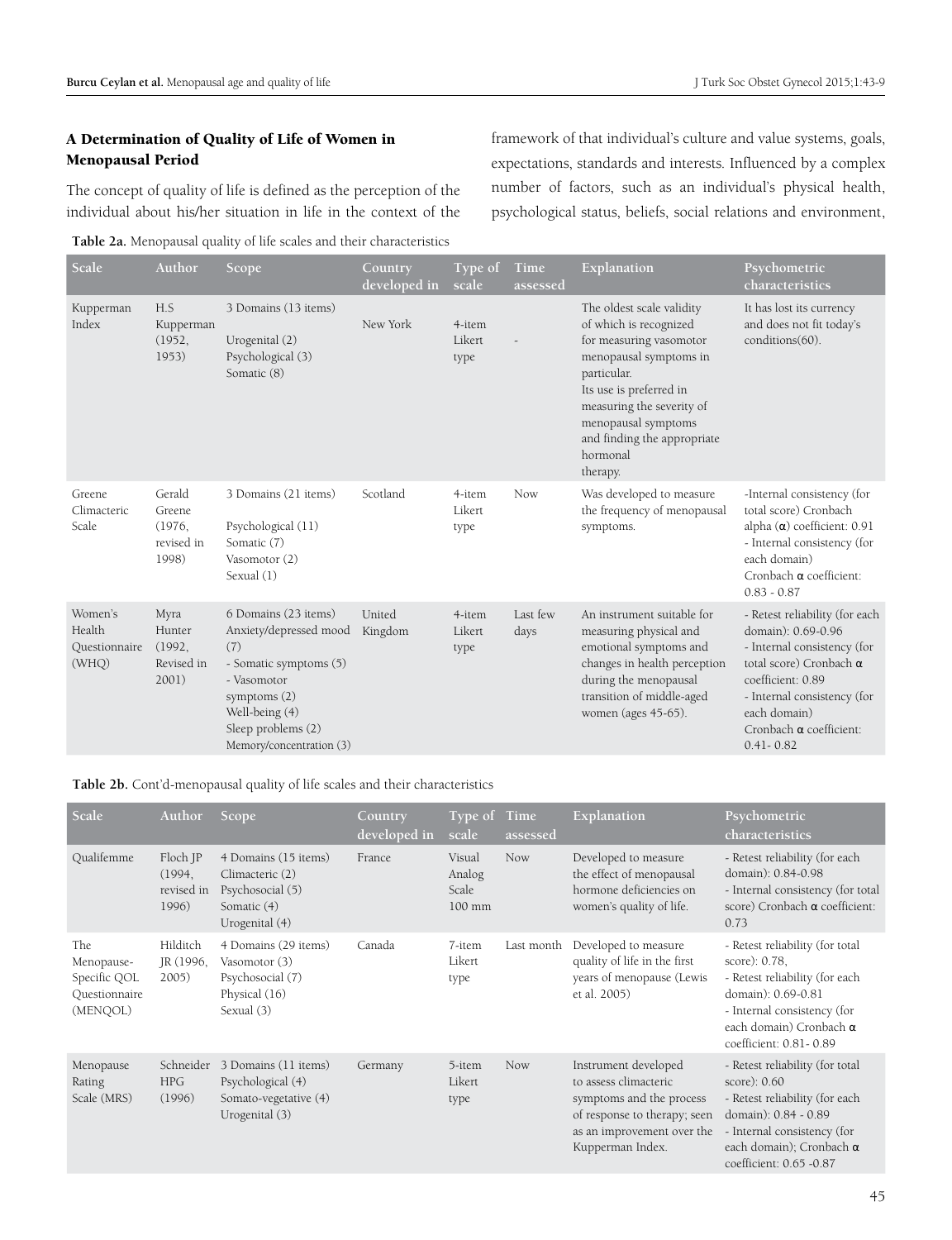### A Determination of Quality of Life of Women in Menopausal Period

The concept of quality of life is defined as the perception of the individual about his/her situation in life in the context of the framework of that individual's culture and value systems, goals, expectations, standards and interests. Influenced by a complex number of factors, such as an individual's physical health, psychological status, beliefs, social relations and environment,

**Table 2a.** Menopausal quality of life scales and their characteristics

| Scale | Author | Scope | Country developed in | Type of scale | Time assessed | Explanation | Psychometric characteristics |
|---|---|---|---|---|---|---|---|
| Kupperman Index | H.S Kupperman (1952, 1953) | 3 Domains (13 items)<br>Urogenital (2)<br>Psychological (3)<br>Somatic (8) | New York | 4-item Likert type | - | The oldest scale validity of which is recognized for measuring vasomotor menopausal symptoms in particular.<br>Its use is preferred in measuring the severity of menopausal symptoms and finding the appropriate hormonal therapy. | It has lost its currency and does not fit today's conditions(60). |
| Greene Climacteric Scale | Gerald Greene (1976, revised in 1998) | 3 Domains (21 items)<br>Psychological (11)<br>Somatic (7)<br>Vasomotor (2)<br>Sexual (1) | Scotland | 4-item Likert type | Now | Was developed to measure the frequency of menopausal symptoms. | -Internal consistency (for total score) Cronbach alpha (α) coefficient: 0.91<br>- Internal consistency (for each domain) Cronbach α coefficient: 0.83 - 0.87 |
| Women's Health Questionnaire (WHQ) | Myra Hunter (1992, Revised in 2001) | 6 Domains (23 items)<br>Anxiety/depressed mood (7)<br>- Somatic symptoms (5)<br>- Vasomotor symptoms (2)<br>Well-being (4)<br>Sleep problems (2)<br>Memory/concentration (3) | United Kingdom | 4-item Likert type | Last few days | An instrument suitable for measuring physical and emotional symptoms and changes in health perception during the menopausal transition of middle-aged women (ages 45-65). | - Retest reliability (for each domain): 0.69-0.96<br>- Internal consistency (for total score) Cronbach α coefficient: 0.89<br>- Internal consistency (for each domain) Cronbach α coefficient: 0.41- 0.82 |

**Table 2b.** Cont'd-menopausal quality of life scales and their characteristics

| Scale | Author | Scope | Country developed in | Type of scale | Time assessed | Explanation | Psychometric characteristics |
|---|---|---|---|---|---|---|---|
| Qualifemme | Floch JP (1994, revised in 1996) | 4 Domains (15 items)<br>Climacteric (2)<br>Psychosocial (5)<br>Somatic (4)<br>Urogenital (4) | France | Visual Analog Scale 100 mm | Now | Developed to measure the effect of menopausal hormone deficiencies on women's quality of life. | - Retest reliability (for each domain): 0.84-0.98<br>- Internal consistency (for total score) Cronbach α coefficient: 0.73 |
| The Menopause-Specific QOL Questionnaire (MENQOL) | Hilditch JR (1996, 2005) | 4 Domains (29 items)<br>Vasomotor (3)<br>Psychosocial (7)<br>Physical (16)<br>Sexual (3) | Canada | 7-item Likert type | Last month | Developed to measure quality of life in the first years of menopause (Lewis et al. 2005) | - Retest reliability (for total score): 0.78,<br>- Retest reliability (for each domain): 0.69-0.81<br>- Internal consistency (for each domain) Cronbach α coefficient: 0.81- 0.89 |
| Menopause Rating Scale (MRS) | Schneider HPG (1996) | 3 Domains (11 items)<br>Psychological (4)<br>Somato-vegetative (4)<br>Urogenital (3) | Germany | 5-item Likert type | Now | Instrument developed to assess climacteric symptoms and the process of response to therapy; seen as an improvement over the Kupperman Index. | - Retest reliability (for total score): 0.60<br>- Retest reliability (for each domain): 0.84 - 0.89<br>- Internal consistency (for each domain); Cronbach α coefficient: 0.65 -0.87 |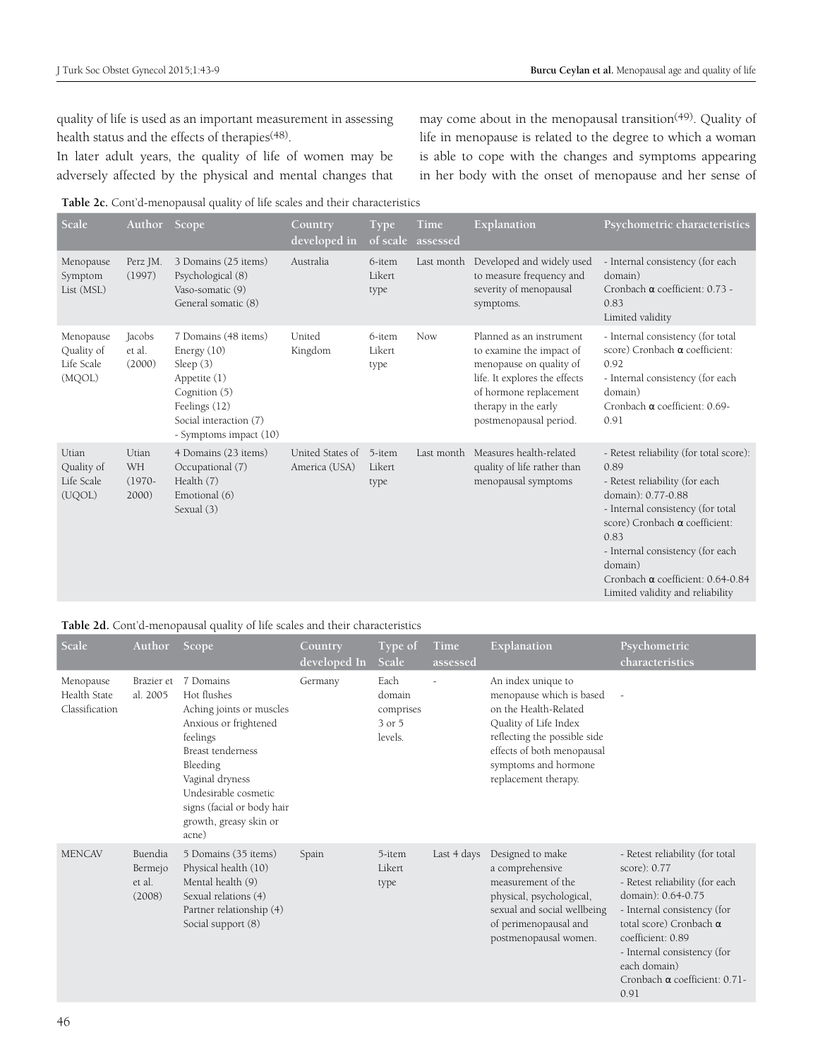quality of life is used as an important measurement in assessing health status and the effects of therapies[48].

In later adult years, the quality of life of women may be adversely affected by the physical and mental changes that may come about in the menopausal transition[49]. Quality of life in menopause is related to the degree to which a woman is able to cope with the changes and symptoms appearing in her body with the onset of menopause and her sense of

**Table 2c.** Cont'd-menopausal quality of life scales and their characteristics

| Scale | Author | Scope | Country developed in | Type of scale | Time assessed | Explanation | Psychometric characteristics |
|---|---|---|---|---|---|---|---|
| Menopause Symptom List (MSL) | Perz JM. (1997) | 3 Domains (25 items)<br>Psychological (8)<br>Vaso-somatic (9)<br>General somatic (8) | Australia | 6-item Likert type | Last month | Developed and widely used to measure frequency and severity of menopausal symptoms. | - Internal consistency (for each domain)<br>Cronbach α coefficient: 0.73 - 0.83<br>Limited validity |
| Menopause Quality of Life Scale (MQOL) | Jacobs et al. (2000) | 7 Domains (48 items)<br>Energy (10)<br>Sleep (3)<br>Appetite (1)<br>Cognition (5)<br>Feelings (12)<br>Social interaction (7)<br>- Symptoms impact (10) | United Kingdom | 6-item Likert type | Now | Planned as an instrument to examine the impact of menopause on quality of life. It explores the effects of hormone replacement therapy in the early postmenopausal period. | - Internal consistency (for total score) Cronbach α coefficient: 0.92<br>- Internal consistency (for each domain)<br>Cronbach α coefficient: 0.69-0.91 |
| Utian Quality of Life Scale (UQOL) | Utian WH (1970-2000) | 4 Domains (23 items)<br>Occupational (7)<br>Health (7)<br>Emotional (6)<br>Sexual (3) | United States of America (USA) | 5-item Likert type | Last month | Measures health-related quality of life rather than menopausal symptoms | - Retest reliability (for total score): 0.89<br>- Retest reliability (for each domain): 0.77-0.88<br>- Internal consistency (for total score) Cronbach α coefficient: 0.83<br>- Internal consistency (for each domain)<br>Cronbach α coefficient: 0.64-0.84<br>Limited validity and reliability |

**Table 2d.** Cont'd-menopausal quality of life scales and their characteristics

| Scale | Author | Scope | Country developed In | Type of Scale | Time assessed | Explanation | Psychometric characteristics |
|---|---|---|---|---|---|---|---|
| Menopause Health State Classification | Brazier et al. 2005 | 7 Domains<br>Hot flushes<br>Aching joints or muscles<br>Anxious or frightened feelings<br>Breast tenderness<br>Bleeding<br>Vaginal dryness<br>Undesirable cosmetic signs (facial or body hair growth, greasy skin or acne) | Germany | Each domain comprises 3 or 5 levels. | - | An index unique to menopause which is based on the Health-Related Quality of Life Index reflecting the possible side effects of both menopausal symptoms and hormone replacement therapy. | - |
| MENCAV | Buendia Bermejo et al. (2008) | 5 Domains (35 items)<br>Physical health (10)<br>Mental health (9)<br>Sexual relations (4)<br>Partner relationship (4)<br>Social support (8) | Spain | 5-item Likert type | Last 4 days | Designed to make a comprehensive measurement of the physical, psychological, sexual and social wellbeing of perimenopausal and postmenopausal women. | - Retest reliability (for total score): 0.77<br>- Retest reliability (for each domain): 0.64-0.75<br>- Internal consistency (for total score) Cronbach α coefficient: 0.89<br>- Internal consistency (for each domain)<br>Cronbach α coefficient: 0.71-0.91 |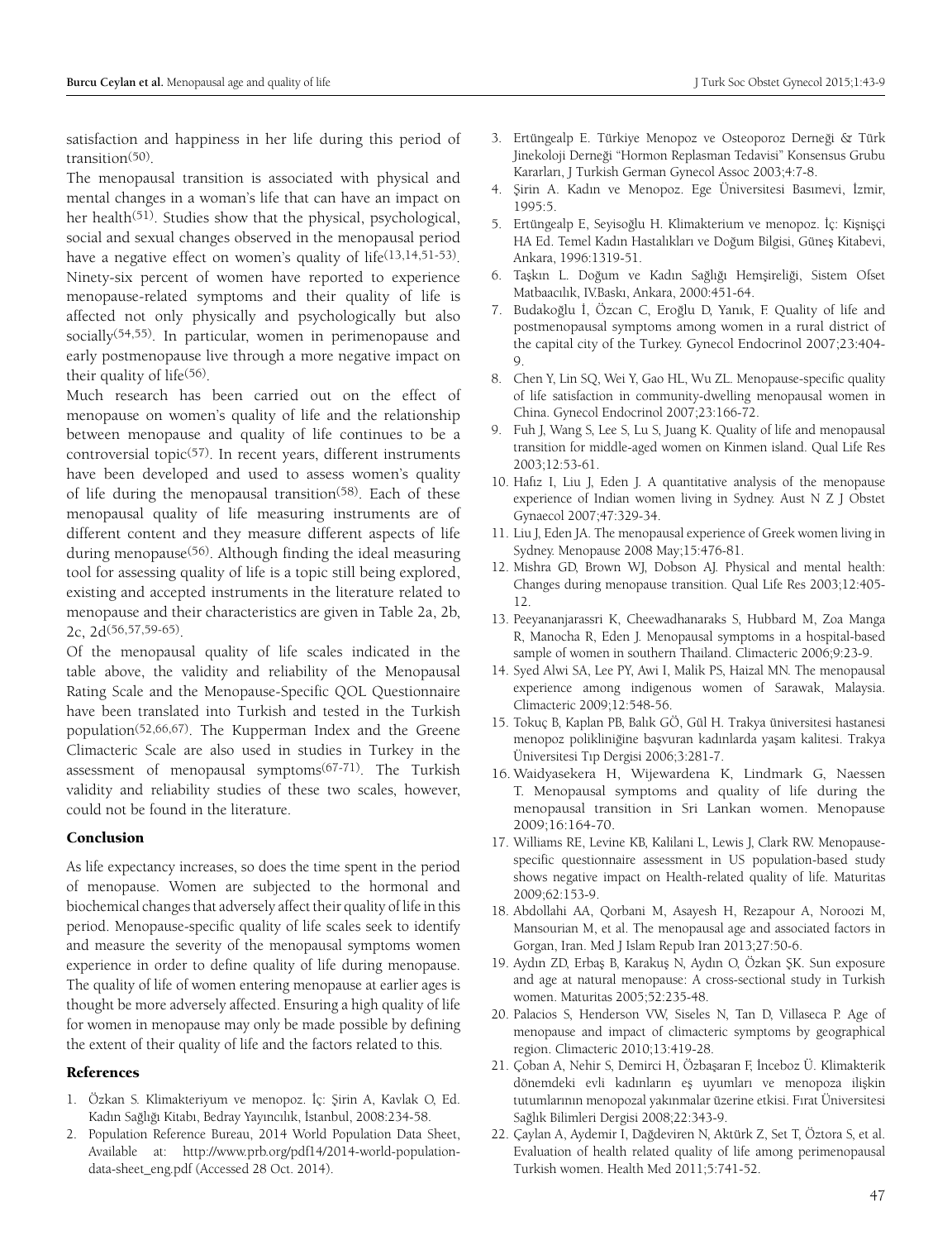satisfaction and happiness in her life during this period of transition[50].

The menopausal transition is associated with physical and mental changes in a woman's life that can have an impact on her health[51]. Studies show that the physical, psychological, social and sexual changes observed in the menopausal period have a negative effect on women's quality of life[13,14,51-53]. Ninety-six percent of women have reported to experience menopause-related symptoms and their quality of life is affected not only physically and psychologically but also socially[54,55]. In particular, women in perimenopause and early postmenopause live through a more negative impact on their quality of life[56].

Much research has been carried out on the effect of menopause on women's quality of life and the relationship between menopause and quality of life continues to be a controversial topic[57]. In recent years, different instruments have been developed and used to assess women's quality of life during the menopausal transition[58]. Each of these menopausal quality of life measuring instruments are of different content and they measure different aspects of life during menopause[56]. Although finding the ideal measuring tool for assessing quality of life is a topic still being explored, existing and accepted instruments in the literature related to menopause and their characteristics are given in Table 2a, 2b, 2c, 2d[56,57,59-65].

Of the menopausal quality of life scales indicated in the table above, the validity and reliability of the Menopausal Rating Scale and the Menopause-Specific QOL Questionnaire have been translated into Turkish and tested in the Turkish population[52,66,67]. The Kupperman Index and the Greene Climacteric Scale are also used in studies in Turkey in the assessment of menopausal symptoms[67-71]. The Turkish validity and reliability studies of these two scales, however, could not be found in the literature.

## Conclusion

As life expectancy increases, so does the time spent in the period of menopause. Women are subjected to the hormonal and biochemical changes that adversely affect their quality of life in this period. Menopause-specific quality of life scales seek to identify and measure the severity of the menopausal symptoms women experience in order to define quality of life during menopause. The quality of life of women entering menopause at earlier ages is thought be more adversely affected. Ensuring a high quality of life for women in menopause may only be made possible by defining the extent of their quality of life and the factors related to this.

## References

1. Özkan S. Klimakteriyum ve menopoz. İç: Şirin A, Kavlak O, Ed. Kadın Sağlığı Kitabı, Bedray Yayıncılık, İstanbul, 2008:234-58.
2. Population Reference Bureau, 2014 World Population Data Sheet, Available at: http://www.prb.org/pdf14/2014-world-population-data-sheet_eng.pdf (Accessed 28 Oct. 2014).
3. Ertüngealp E. Türkiye Menopoz ve Osteoporoz Derneği & Türk Jinekoloji Derneği "Hormon Replasman Tedavisi" Konsensus Grubu Kararları, J Turkish German Gynecol Assoc 2003;4:7-8.
4. Şirin A. Kadın ve Menopoz. Ege Üniversitesi Basımevi, İzmir, 1995:5.
5. Ertüngealp E, Seyisoğlu H. Klimakterium ve menopoz. İç: Kişnişçi HA Ed. Temel Kadın Hastalıkları ve Doğum Bilgisi, Güneş Kitabevi, Ankara, 1996:1319-51.
6. Taşkın L. Doğum ve Kadın Sağlığı Hemşireliği, Sistem Ofset Matbaacılık, IV.Baskı, Ankara, 2000:451-64.
7. Budakoğlu İ, Özcan C, Eroğlu D, Yanık, F. Quality of life and postmenopausal symptoms among women in a rural district of the capital city of the Turkey. Gynecol Endocrinol 2007;23:404-9.
8. Chen Y, Lin SQ, Wei Y, Gao HL, Wu ZL. Menopause-specific quality of life satisfaction in community-dwelling menopausal women in China. Gynecol Endocrinol 2007;23:166-72.
9. Fuh J, Wang S, Lee S, Lu S, Juang K. Quality of life and menopausal transition for middle-aged women on Kinmen island. Qual Life Res 2003;12:53-61.
10. Hafız I, Liu J, Eden J. A quantitative analysis of the menopause experience of Indian women living in Sydney. Aust N Z J Obstet Gynaecol 2007;47:329-34.
11. Liu J, Eden JA. The menopausal experience of Greek women living in Sydney. Menopause 2008 May;15:476-81.
12. Mishra GD, Brown WJ, Dobson AJ. Physical and mental health: Changes during menopause transition. Qual Life Res 2003;12:405-12.
13. Peeyananjarassri K, Cheewadhanaraks S, Hubbard M, Zoa Manga R, Manocha R, Eden J. Menopausal symptoms in a hospital-based sample of women in southern Thailand. Climacteric 2006;9:23-9.
14. Syed Alwi SA, Lee PY, Awi I, Malik PS, Haizal MN. The menopausal experience among indigenous women of Sarawak, Malaysia. Climacteric 2009;12:548-56.
15. Tokuç B, Kaplan PB, Balık GÖ, Gül H. Trakya üniversitesi hastanesi menopoz polikliniğine başvuran kadınlarda yaşam kalitesi. Trakya Üniversitesi Tıp Dergisi 2006;3:281-7.
16. Waidyasekera H, Wijewardena K, Lindmark G, Naessen T. Menopausal symptoms and quality of life during the menopausal transition in Sri Lankan women. Menopause 2009;16:164-70.
17. Williams RE, Levine KB, Kalilani L, Lewis J, Clark RW. Menopause-specific questionnaire assessment in US population-based study shows negative impact on Health-related quality of life. Maturitas 2009;62:153-9.
18. Abdollahi AA, Qorbani M, Asayesh H, Rezapour A, Noroozi M, Mansourian M, et al. The menopausal age and associated factors in Gorgan, Iran. Med J Islam Repub Iran 2013;27:50-6.
19. Aydın ZD, Erbaş B, Karakuş N, Aydın O, Özkan ŞK. Sun exposure and age at natural menopause: A cross-sectional study in Turkish women. Maturitas 2005;52:235-48.
20. Palacios S, Henderson VW, Siseles N, Tan D, Villaseca P. Age of menopause and impact of climacteric symptoms by geographical region. Climacteric 2010;13:419-28.
21. Çoban A, Nehir S, Demirci H, Özbaşaran F, İnceboz Ü. Klimakterik dönemdeki evli kadınların eş uyumları ve menopoza ilişkin tutumlarının menopozal yakınmalar üzerine etkisi. Fırat Üniversitesi Sağlık Bilimleri Dergisi 2008;22:343-9.
22. Çaylan A, Aydemir I, Dağdeviren N, Aktürk Z, Set T, Öztora S, et al. Evaluation of health related quality of life among perimenopausal Turkish women. Health Med 2011;5:741-52.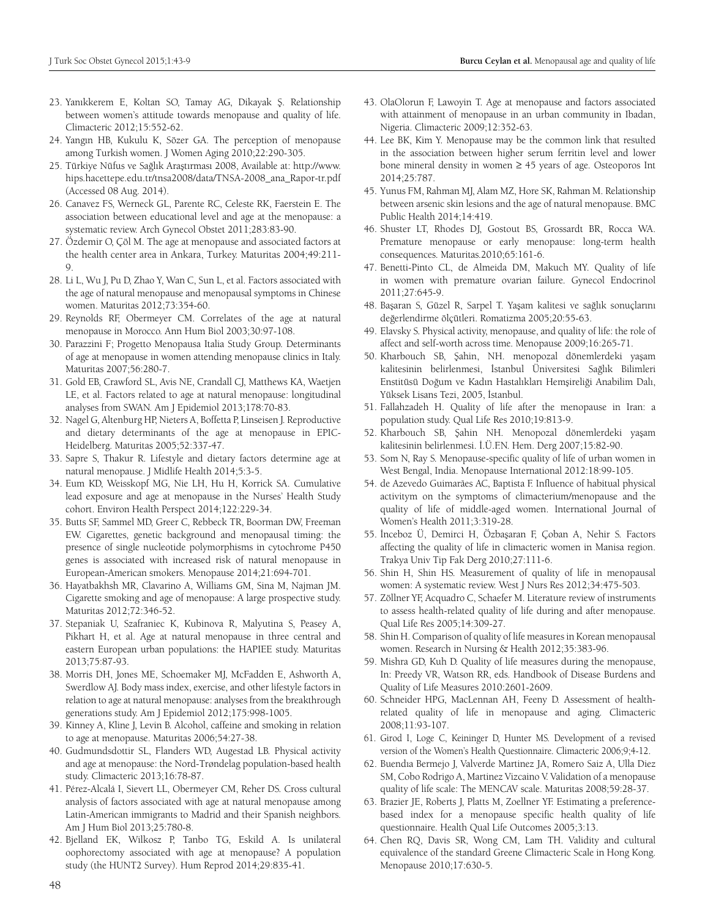23. Yanıkkerem E, Koltan SO, Tamay AG, Dikayak Ş. Relationship between women's attitude towards menopause and quality of life. Climacteric 2012;15:552-62.
24. Yangın HB, Kukulu K, Sözer GA. The perception of menopause among Turkish women. J Women Aging 2010;22:290-305.
25. Türkiye Nüfus ve Sağlık Araştırması 2008, Available at: http://www.hips.hacettepe.edu.tr/tnsa2008/data/TNSA-2008_ana_Rapor-tr.pdf (Accessed 08 Aug. 2014).
26. Canavez FS, Werneck GL, Parente RC, Celeste RK, Faerstein E. The association between educational level and age at the menopause: a systematic review. Arch Gynecol Obstet 2011;283:83-90.
27. Özdemir O, Çöl M. The age at menopause and associated factors at the health center area in Ankara, Turkey. Maturitas 2004;49:211-9.
28. Li L, Wu J, Pu D, Zhao Y, Wan C, Sun L, et al. Factors associated with the age of natural menopause and menopausal symptoms in Chinese women. Maturitas 2012;73:354-60.
29. Reynolds RF, Obermeyer CM. Correlates of the age at natural menopause in Morocco. Ann Hum Biol 2003;30:97-108.
30. Parazzini F; Progetto Menopausa Italia Study Group. Determinants of age at menopause in women attending menopause clinics in Italy. Maturitas 2007;56:280-7.
31. Gold EB, Crawford SL, Avis NE, Crandall CJ, Matthews KA, Waetjen LE, et al. Factors related to age at natural menopause: longitudinal analyses from SWAN. Am J Epidemiol 2013;178:70-83.
32. Nagel G, Altenburg HP, Nieters A, Boffetta P, Linseisen J. Reproductive and dietary determinants of the age at menopause in EPIC-Heidelberg. Maturitas 2005;52:337-47.
33. Sapre S, Thakur R. Lifestyle and dietary factors determine age at natural menopause. J Midlife Health 2014;5:3-5.
34. Eum KD, Weisskopf MG, Nie LH, Hu H, Korrick SA. Cumulative lead exposure and age at menopause in the Nurses' Health Study cohort. Environ Health Perspect 2014;122:229-34.
35. Butts SF, Sammel MD, Greer C, Rebbeck TR, Boorman DW, Freeman EW. Cigarettes, genetic background and menopausal timing: the presence of single nucleotide polymorphisms in cytochrome P450 genes is associated with increased risk of natural menopause in European-American smokers. Menopause 2014;21:694-701.
36. Hayatbakhsh MR, Clavarino A, Williams GM, Sina M, Najman JM. Cigarette smoking and age of menopause: A large prospective study. Maturitas 2012;72:346-52.
37. Stepaniak U, Szafraniec K, Kubinova R, Malyutina S, Peasey A, Pikhart H, et al. Age at natural menopause in three central and eastern European urban populations: the HAPIEE study. Maturitas 2013;75:87-93.
38. Morris DH, Jones ME, Schoemaker MJ, McFadden E, Ashworth A, Swerdlow AJ. Body mass index, exercise, and other lifestyle factors in relation to age at natural menopause: analyses from the breakthrough generations study. Am J Epidemiol 2012;175:998-1005.
39. Kinney A, Kline J, Levin B. Alcohol, caffeine and smoking in relation to age at menopause. Maturitas 2006;54:27-38.
40. Gudmundsdottir SL, Flanders WD, Augestad LB. Physical activity and age at menopause: the Nord-Trøndelag population-based health study. Climacteric 2013;16:78-87.
41. Pérez-Alcalá I, Sievert LL, Obermeyer CM, Reher DS. Cross cultural analysis of factors associated with age at natural menopause among Latin-American immigrants to Madrid and their Spanish neighbors. Am J Hum Biol 2013;25:780-8.
42. Bjelland EK, Wilkosz P, Tanbo TG, Eskild A. Is unilateral oophorectomy associated with age at menopause? A population study (the HUNT2 Survey). Hum Reprod 2014;29:835-41.
43. OlaOlorun F, Lawoyin T. Age at menopause and factors associated with attainment of menopause in an urban community in Ibadan, Nigeria. Climacteric 2009;12:352-63.
44. Lee BK, Kim Y. Menopause may be the common link that resulted in the association between higher serum ferritin level and lower bone mineral density in women ≥ 45 years of age. Osteoporos Int 2014;25:787.
45. Yunus FM, Rahman MJ, Alam MZ, Hore SK, Rahman M. Relationship between arsenic skin lesions and the age of natural menopause. BMC Public Health 2014;14:419.
46. Shuster LT, Rhodes DJ, Gostout BS, Grossardt BR, Rocca WA. Premature menopause or early menopause: long-term health consequences. Maturitas.2010;65:161-6.
47. Benetti-Pinto CL, de Almeida DM, Makuch MY. Quality of life in women with premature ovarian failure. Gynecol Endocrinol 2011;27:645-9.
48. Başaran S, Güzel R, Sarpel T. Yaşam kalitesi ve sağlık sonuçlarını değerlendirme ölçütleri. Romatizma 2005;20:55-63.
49. Elavsky S. Physical activity, menopause, and quality of life: the role of affect and self-worth across time. Menopause 2009;16:265-71.
50. Kharbouch SB, Şahin, NH. menopozal dönemlerdeki yaşam kalitesinin belirlenmesi, İstanbul Üniversitesi Sağlık Bilimleri Enstitüsü Doğum ve Kadın Hastalıkları Hemşireliği Anabilim Dalı, Yüksek Lisans Tezi, 2005, İstanbul.
51. Fallahzadeh H. Quality of life after the menopause in Iran: a population study. Qual Life Res 2010;19:813-9.
52. Kharbouch SB, Şahin NH. Menopozal dönemlerdeki yaşam kalitesinin belirlenmesi. İ.Ü.F.N. Hem. Derg 2007;15:82-90.
53. Som N, Ray S. Menopause-specific quality of life of urban women in West Bengal, India. Menopause International 2012:18:99-105.
54. de Azevedo Guimarães AC, Baptista F. Influence of habitual physical activitym on the symptoms of climacterium/menopause and the quality of life of middle-aged women. International Journal of Women's Health 2011;3:319-28.
55. İnceboz Ü, Demirci H, Özbaşaran F, Çoban A, Nehir S. Factors affecting the quality of life in climacteric women in Manisa region. Trakya Univ Tip Fak Derg 2010;27:111-6.
56. Shin H, Shin HS. Measurement of quality of life in menopausal women: A systematic review. West J Nurs Res 2012;34:475-503.
57. Zöllner YF, Acquadro C, Schaefer M. Literature review of instruments to assess health-related quality of life during and after menopause. Qual Life Res 2005;14:309-27.
58. Shin H. Comparison of quality of life measures in Korean menopausal women. Research in Nursing & Health 2012;35:383-96.
59. Mishra GD, Kuh D. Quality of life measures during the menopause, In: Preedy VR, Watson RR, eds. Handbook of Disease Burdens and Quality of Life Measures 2010:2601-2609.
60. Schneider HPG, MacLennan AH, Feeny D. Assessment of health-related quality of life in menopause and aging. Climacteric 2008;11:93-107.
61. Girod I, Loge C, Keininger D, Hunter MS. Development of a revised version of the Women's Health Questionnaire. Climacteric 2006;9;4-12.
62. Buendıa Bermejo J, Valverde Martinez JA, Romero Saiz A, Ulla Diez SM, Cobo Rodrigo A, Martinez Vizcaino V. Validation of a menopause quality of life scale: The MENCAV scale. Maturitas 2008;59:28-37.
63. Brazier JE, Roberts J, Platts M, Zoellner YF. Estimating a preference-based index for a menopause specific health quality of life questionnaire. Health Qual Life Outcomes 2005;3:13.
64. Chen RQ, Davis SR, Wong CM, Lam TH. Validity and cultural equivalence of the standard Greene Climacteric Scale in Hong Kong. Menopause 2010;17:630-5.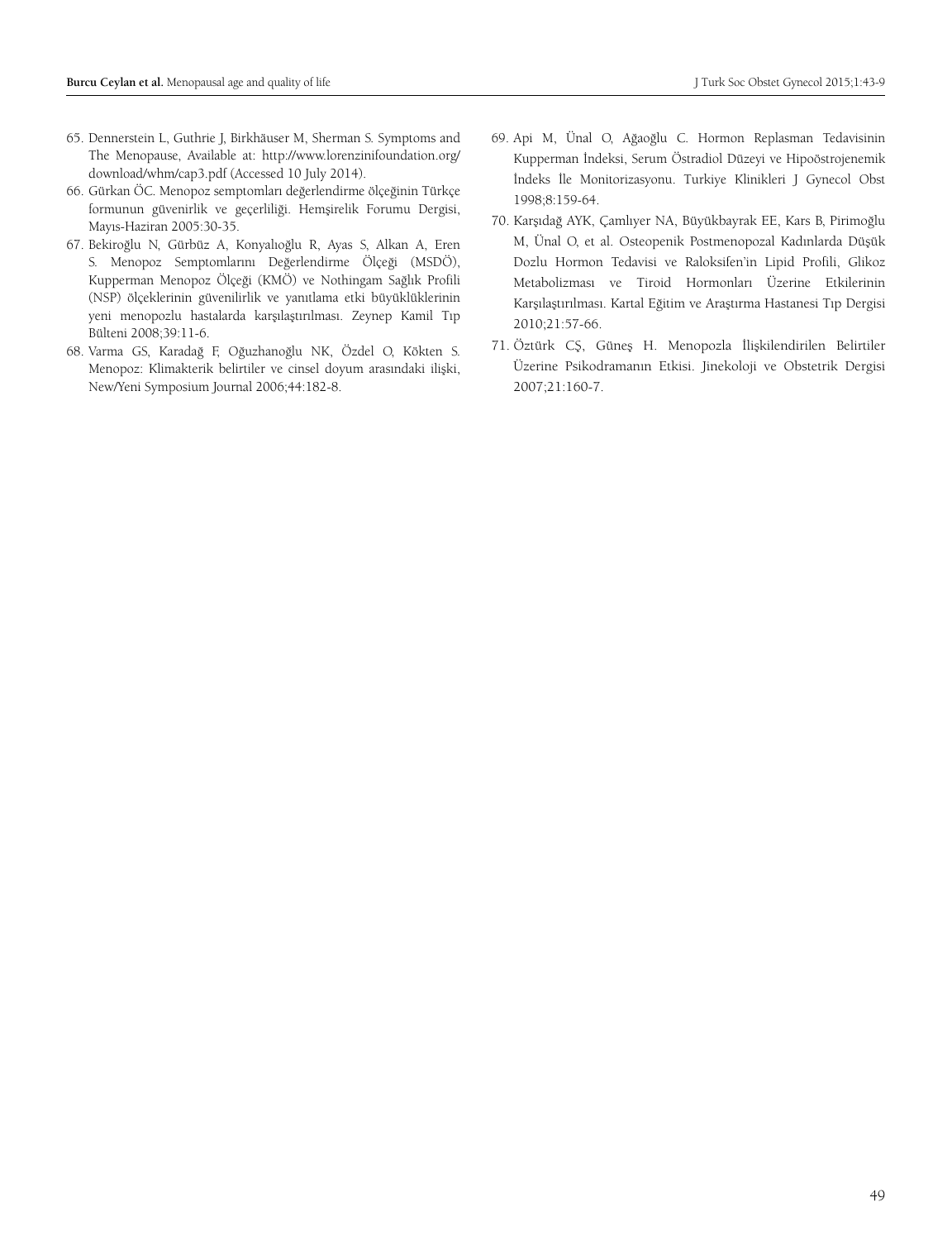65. Dennerstein L, Guthrie J, Birkhäuser M, Sherman S. Symptoms and The Menopause, Available at: http://www.lorenzinifoundation.org/download/whm/cap3.pdf (Accessed 10 July 2014).
66. Gürkan ÖC. Menopoz semptomları değerlendirme ölçeğinin Türkçe formunun güvenirlik ve geçerliliği. Hemşirelik Forumu Dergisi, Mayıs-Haziran 2005:30-35.
67. Bekiroğlu N, Gürbüz A, Konyalıoğlu R, Ayas S, Alkan A, Eren S. Menopoz Semptomlarını Değerlendirme Ölçeği (MSDÖ), Kupperman Menopoz Ölçeği (KMÖ) ve Nothingam Sağlık Profili (NSP) ölçeklerinin güvenilirlik ve yanıtlama etki büyüklüklerinin yeni menopozlu hastalarda karşılaştırılması. Zeynep Kamil Tıp Bülteni 2008;39:11-6.
68. Varma GS, Karadağ F, Oğuzhanoğlu NK, Özdel O, Kökten S. Menopoz: Klimakterik belirtiler ve cinsel doyum arasındaki ilişki, New/Yeni Symposium Journal 2006;44:182-8.
69. Api M, Ünal O, Ağaoğlu C. Hormon Replasman Tedavisinin Kupperman İndeksi, Serum Östradiol Düzeyi ve Hipoöstrojenemik İndeks İle Monitorizasyonu. Turkiye Klinikleri J Gynecol Obst 1998;8:159-64.
70. Karşıdağ AYK, Çamlıyer NA, Büyükbayrak EE, Kars B, Pirimoğlu M, Ünal O, et al. Osteopenik Postmenopozal Kadınlarda Düşük Dozlu Hormon Tedavisi ve Raloksifen'in Lipid Profili, Glikoz Metabolizması ve Tiroid Hormonları Üzerine Etkilerinin Karşılaştırılması. Kartal Eğitim ve Araştırma Hastanesi Tıp Dergisi 2010;21:57-66.
71. Öztürk CŞ, Güneş H. Menopozla İlişkilendirilen Belirtiler Üzerine Psikodramanın Etkisi. Jinekoloji ve Obstetrik Dergisi 2007;21:160-7.